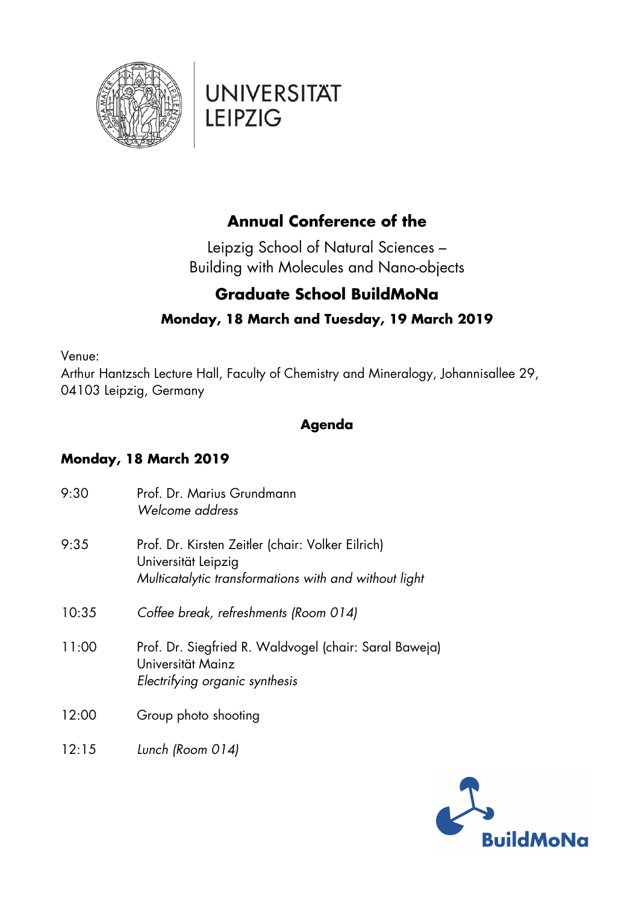UNIVERSITÄT LEIPZIG

# Annual Conference of the

Leipzig School of Natural Sciences –
Building with Molecules and Nano-objects

## Graduate School BuildMoNa

### Monday, 18 March and Tuesday, 19 March 2019

Venue:
Arthur Hantzsch Lecture Hall, Faculty of Chemistry and Mineralogy, Johannisallee 29, 04103 Leipzig, Germany

## Agenda

### Monday, 18 March 2019

| | |
|---|---|
| 9:30 | Prof. Dr. Marius Grundmann<br>*Welcome address* |
| 9:35 | Prof. Dr. Kirsten Zeitler (chair: Volker Eilrich)<br>Universität Leipzig<br>*Multicatalytic transformations with and without light* |
| 10:35 | *Coffee break, refreshments (Room 014)* |
| 11:00 | Prof. Dr. Siegfried R. Waldvogel (chair: Saral Baweja)<br>Universität Mainz<br>*Electrifying organic synthesis* |
| 12:00 | Group photo shooting |
| 12:15 | *Lunch (Room 014)* |

BuildMoNa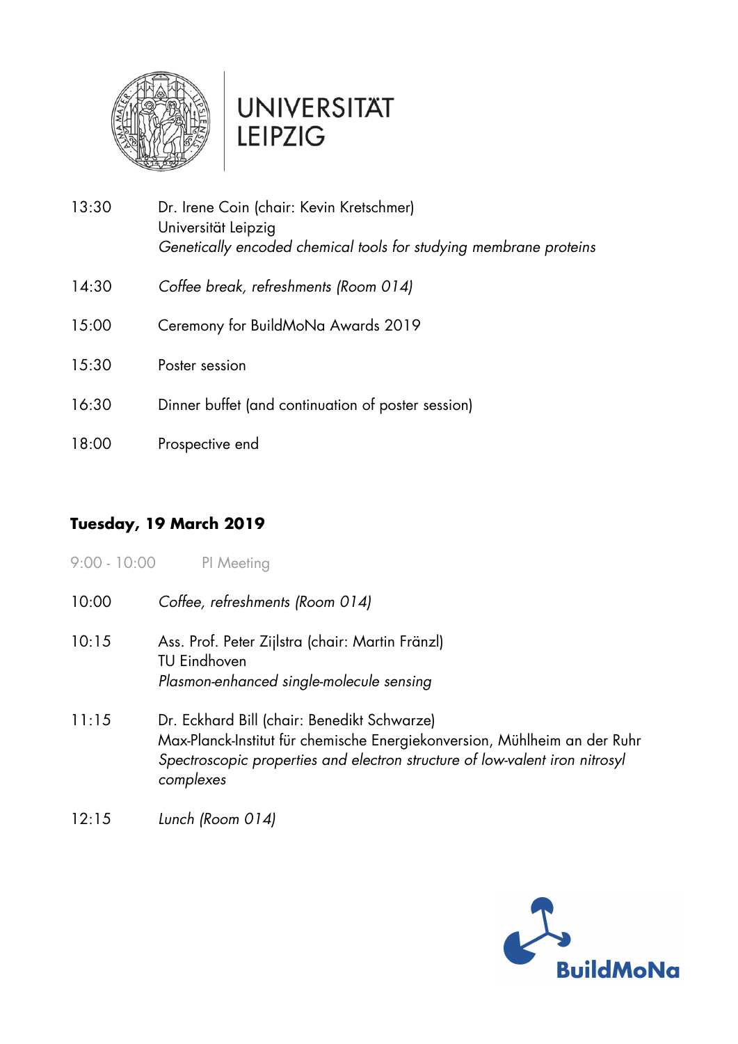13:30 Dr. Irene Coin (chair: Kevin Kretschmer)
Universität Leipzig
*Genetically encoded chemical tools for studying membrane proteins*

14:30 *Coffee break, refreshments (Room 014)*

15:00 Ceremony for BuildMoNa Awards 2019

15:30 Poster session

16:30 Dinner buffet (and continuation of poster session)

18:00 Prospective end

## Tuesday, 19 March 2019

9:00 - 10:00 PI Meeting

10:00 *Coffee, refreshments (Room 014)*

10:15 Ass. Prof. Peter Zijlstra (chair: Martin Fränzl)
TU Eindhoven
*Plasmon-enhanced single-molecule sensing*

11:15 Dr. Eckhard Bill (chair: Benedikt Schwarze)
Max-Planck-Institut für chemische Energiekonversion, Mühlheim an der Ruhr
*Spectroscopic properties and electron structure of low-valent iron nitrosyl complexes*

12:15 *Lunch (Room 014)*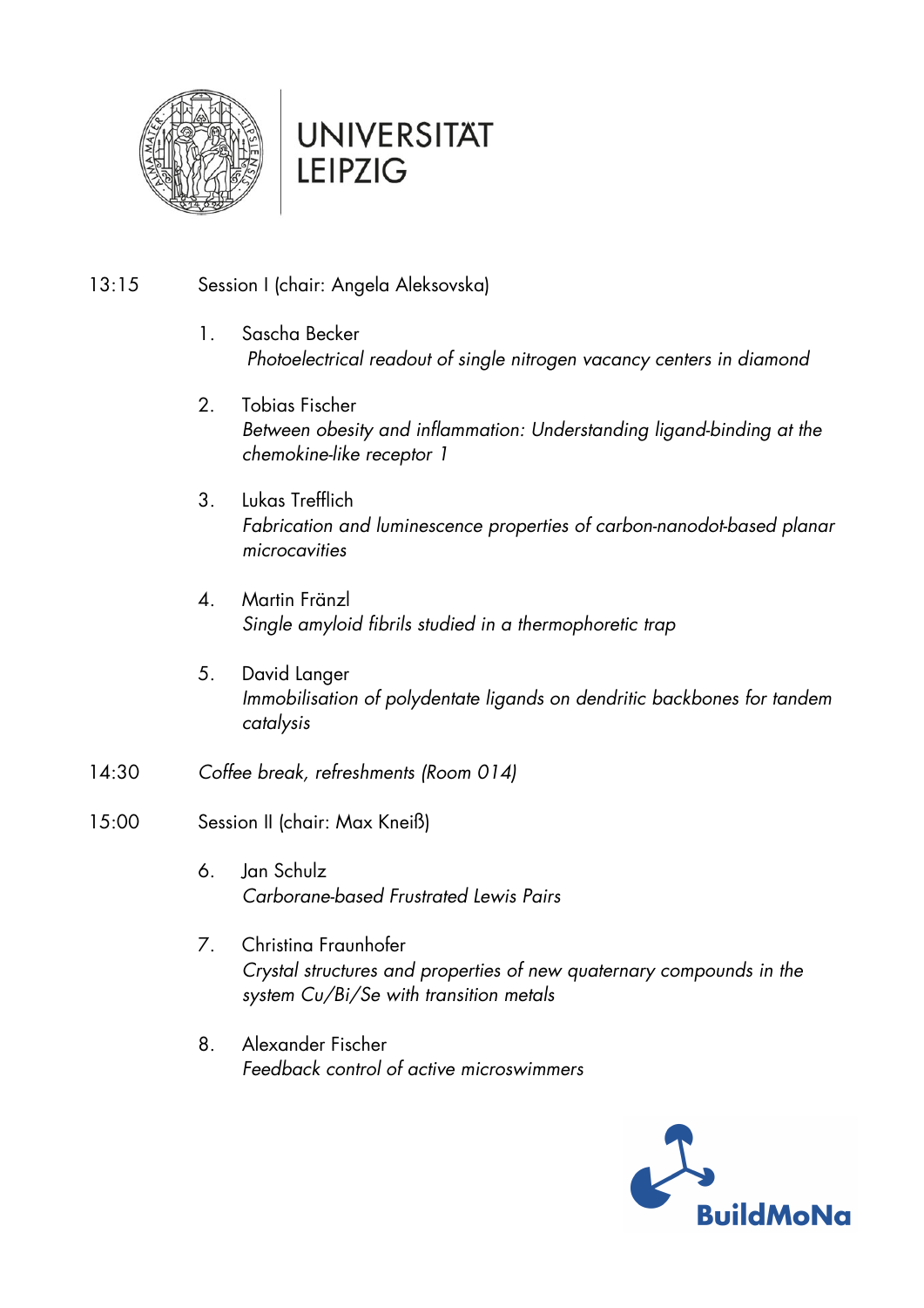UNIVERSITÄT LEIPZIG

13:15 Session I (chair: Angela Aleksovska)

1. Sascha Becker
   *Photoelectrical readout of single nitrogen vacancy centers in diamond*

2. Tobias Fischer
   *Between obesity and inflammation: Understanding ligand-binding at the chemokine-like receptor 1*

3. Lukas Trefflich
   *Fabrication and luminescence properties of carbon-nanodot-based planar microcavities*

4. Martin Fränzl
   *Single amyloid fibrils studied in a thermophoretic trap*

5. David Langer
   *Immobilisation of polydentate ligands on dendritic backbones for tandem catalysis*

14:30 *Coffee break, refreshments (Room 014)*

15:00 Session II (chair: Max Kneiß)

6. Jan Schulz
   *Carborane-based Frustrated Lewis Pairs*

7. Christina Fraunhofer
   *Crystal structures and properties of new quaternary compounds in the system Cu/Bi/Se with transition metals*

8. Alexander Fischer
   *Feedback control of active microswimmers*

BuildMoNa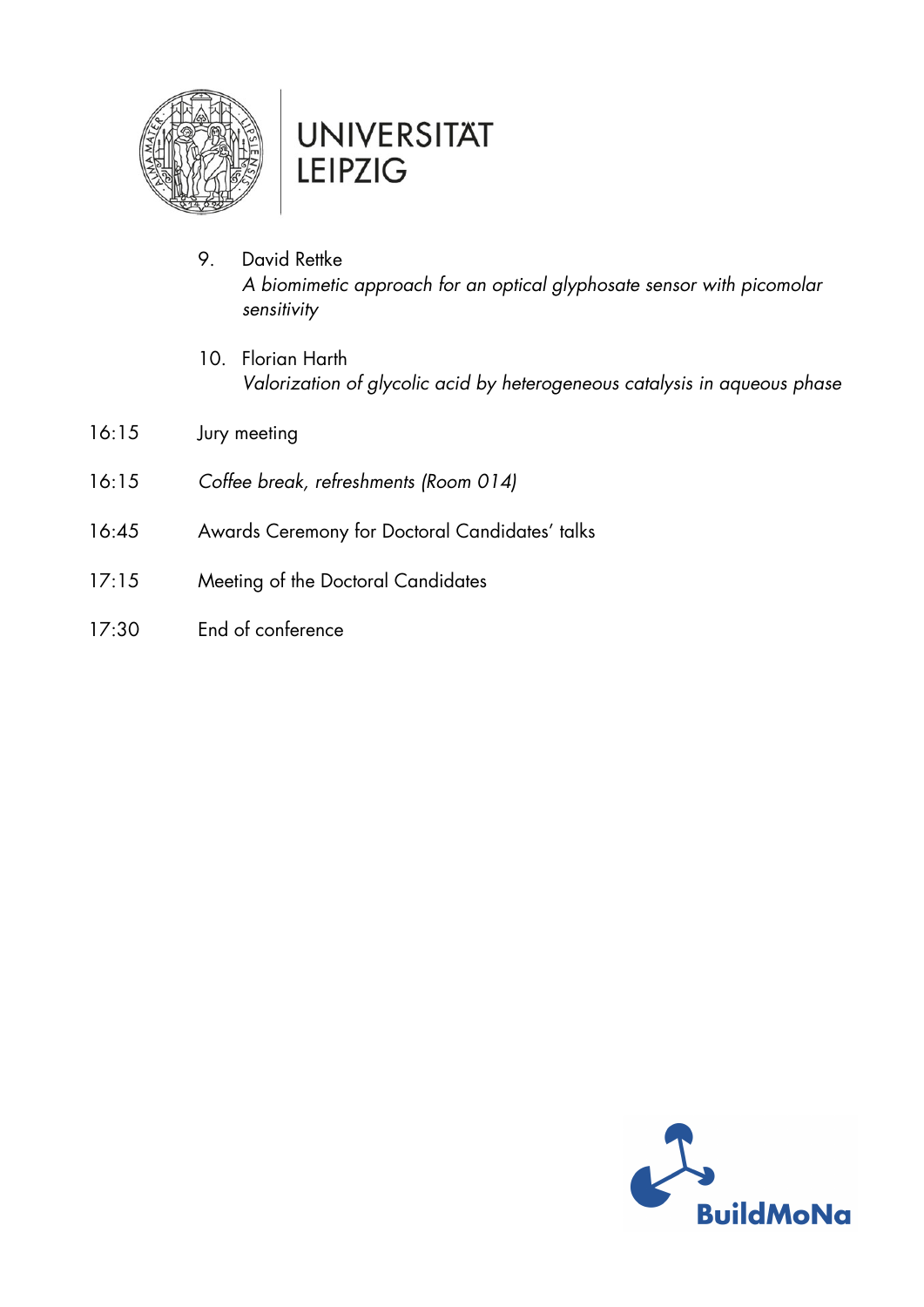9. David Rettke
   *A biomimetic approach for an optical glyphosate sensor with picomolar sensitivity*

10. Florian Harth
    *Valorization of glycolic acid by heterogeneous catalysis in aqueous phase*

16:15 Jury meeting

16:15 *Coffee break, refreshments (Room 014)*

16:45 Awards Ceremony for Doctoral Candidates' talks

17:15 Meeting of the Doctoral Candidates

17:30 End of conference